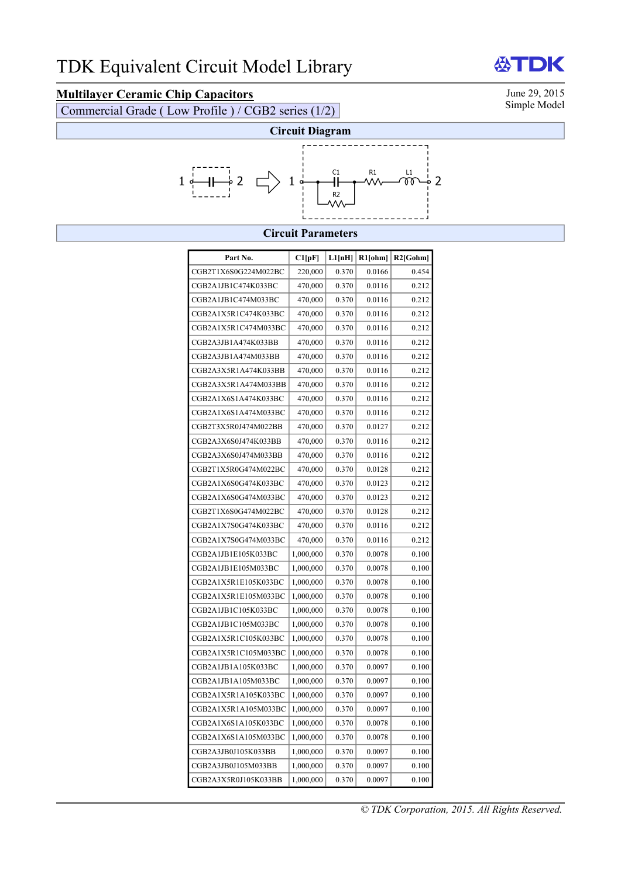# TDK Equivalent Circuit Model Library

## Multilayer Ceramic Chip Capacitors

Commercial Grade ( Low Profile ) / CGB2 series (1/2)

June 29, 2015
Simple Model

### Circuit Diagram

1 —| |— 2 ⇨ 1 — C1 (parallel R2) — R1 — L1 — 2

### Circuit Parameters

| Part No. | C1[pF] | L1[nH] | R1[ohm] | R2[Gohm] |
|---|---|---|---|---|
| CGB2T1X6S0G224M022BC | 220,000 | 0.370 | 0.0166 | 0.454 |
| CGB2A1JB1C474K033BC | 470,000 | 0.370 | 0.0116 | 0.212 |
| CGB2A1JB1C474M033BC | 470,000 | 0.370 | 0.0116 | 0.212 |
| CGB2A1X5R1C474K033BC | 470,000 | 0.370 | 0.0116 | 0.212 |
| CGB2A1X5R1C474M033BC | 470,000 | 0.370 | 0.0116 | 0.212 |
| CGB2A3JB1A474K033BB | 470,000 | 0.370 | 0.0116 | 0.212 |
| CGB2A3JB1A474M033BB | 470,000 | 0.370 | 0.0116 | 0.212 |
| CGB2A3X5R1A474K033BB | 470,000 | 0.370 | 0.0116 | 0.212 |
| CGB2A3X5R1A474M033BB | 470,000 | 0.370 | 0.0116 | 0.212 |
| CGB2A1X6S1A474K033BC | 470,000 | 0.370 | 0.0116 | 0.212 |
| CGB2A1X6S1A474M033BC | 470,000 | 0.370 | 0.0116 | 0.212 |
| CGB2T3X5R0J474M022BB | 470,000 | 0.370 | 0.0127 | 0.212 |
| CGB2A3X6S0J474K033BB | 470,000 | 0.370 | 0.0116 | 0.212 |
| CGB2A3X6S0J474M033BB | 470,000 | 0.370 | 0.0116 | 0.212 |
| CGB2T1X5R0G474M022BC | 470,000 | 0.370 | 0.0128 | 0.212 |
| CGB2A1X6S0G474K033BC | 470,000 | 0.370 | 0.0123 | 0.212 |
| CGB2A1X6S0G474M033BC | 470,000 | 0.370 | 0.0123 | 0.212 |
| CGB2T1X6S0G474M022BC | 470,000 | 0.370 | 0.0128 | 0.212 |
| CGB2A1X7S0G474K033BC | 470,000 | 0.370 | 0.0116 | 0.212 |
| CGB2A1X7S0G474M033BC | 470,000 | 0.370 | 0.0116 | 0.212 |
| CGB2A1JB1E105K033BC | 1,000,000 | 0.370 | 0.0078 | 0.100 |
| CGB2A1JB1E105M033BC | 1,000,000 | 0.370 | 0.0078 | 0.100 |
| CGB2A1X5R1E105K033BC | 1,000,000 | 0.370 | 0.0078 | 0.100 |
| CGB2A1X5R1E105M033BC | 1,000,000 | 0.370 | 0.0078 | 0.100 |
| CGB2A1JB1C105K033BC | 1,000,000 | 0.370 | 0.0078 | 0.100 |
| CGB2A1JB1C105M033BC | 1,000,000 | 0.370 | 0.0078 | 0.100 |
| CGB2A1X5R1C105K033BC | 1,000,000 | 0.370 | 0.0078 | 0.100 |
| CGB2A1X5R1C105M033BC | 1,000,000 | 0.370 | 0.0078 | 0.100 |
| CGB2A1JB1A105K033BC | 1,000,000 | 0.370 | 0.0097 | 0.100 |
| CGB2A1JB1A105M033BC | 1,000,000 | 0.370 | 0.0097 | 0.100 |
| CGB2A1X5R1A105K033BC | 1,000,000 | 0.370 | 0.0097 | 0.100 |
| CGB2A1X5R1A105M033BC | 1,000,000 | 0.370 | 0.0097 | 0.100 |
| CGB2A1X6S1A105K033BC | 1,000,000 | 0.370 | 0.0078 | 0.100 |
| CGB2A1X6S1A105M033BC | 1,000,000 | 0.370 | 0.0078 | 0.100 |
| CGB2A3JB0J105K033BB | 1,000,000 | 0.370 | 0.0097 | 0.100 |
| CGB2A3JB0J105M033BB | 1,000,000 | 0.370 | 0.0097 | 0.100 |
| CGB2A3X5R0J105K033BB | 1,000,000 | 0.370 | 0.0097 | 0.100 |

© TDK Corporation, 2015. All Rights Reserved.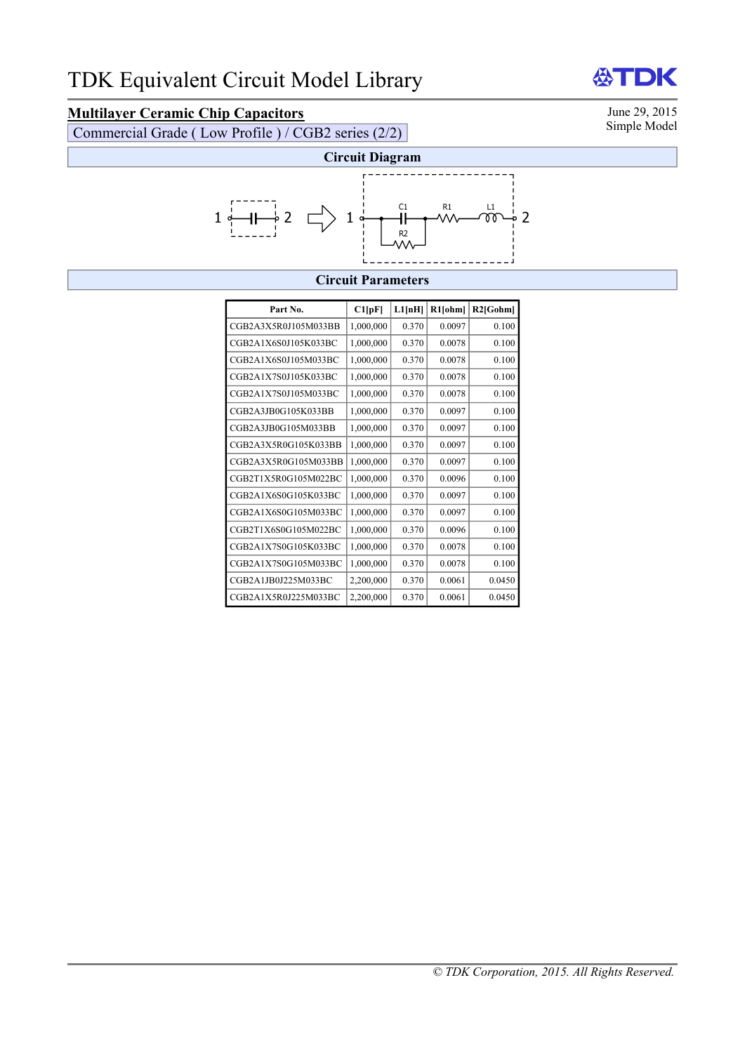# TDK Equivalent Circuit Model Library

June 29, 2015
Simple Model

## Multilayer Ceramic Chip Capacitors

Commercial Grade ( Low Profile ) / CGB2 series (2/2)

### Circuit Diagram

1 2 ⇨ 1 C1 R1 L1 2
R2

### Circuit Parameters

| Part No. | C1[pF] | L1[nH] | R1[ohm] | R2[Gohm] |
|---|---|---|---|---|
| CGB2A3X5R0J105M033BB | 1,000,000 | 0.370 | 0.0097 | 0.100 |
| CGB2A1X6S0J105K033BC | 1,000,000 | 0.370 | 0.0078 | 0.100 |
| CGB2A1X6S0J105M033BC | 1,000,000 | 0.370 | 0.0078 | 0.100 |
| CGB2A1X7S0J105K033BC | 1,000,000 | 0.370 | 0.0078 | 0.100 |
| CGB2A1X7S0J105M033BC | 1,000,000 | 0.370 | 0.0078 | 0.100 |
| CGB2A3JB0G105K033BB | 1,000,000 | 0.370 | 0.0097 | 0.100 |
| CGB2A3JB0G105M033BB | 1,000,000 | 0.370 | 0.0097 | 0.100 |
| CGB2A3X5R0G105K033BB | 1,000,000 | 0.370 | 0.0097 | 0.100 |
| CGB2A3X5R0G105M033BB | 1,000,000 | 0.370 | 0.0097 | 0.100 |
| CGB2T1X5R0G105M022BC | 1,000,000 | 0.370 | 0.0096 | 0.100 |
| CGB2A1X6S0G105K033BC | 1,000,000 | 0.370 | 0.0097 | 0.100 |
| CGB2A1X6S0G105M033BC | 1,000,000 | 0.370 | 0.0097 | 0.100 |
| CGB2T1X6S0G105M022BC | 1,000,000 | 0.370 | 0.0096 | 0.100 |
| CGB2A1X7S0G105K033BC | 1,000,000 | 0.370 | 0.0078 | 0.100 |
| CGB2A1X7S0G105M033BC | 1,000,000 | 0.370 | 0.0078 | 0.100 |
| CGB2A1JB0J225M033BC | 2,200,000 | 0.370 | 0.0061 | 0.0450 |
| CGB2A1X5R0J225M033BC | 2,200,000 | 0.370 | 0.0061 | 0.0450 |

*© TDK Corporation, 2015. All Rights Reserved.*